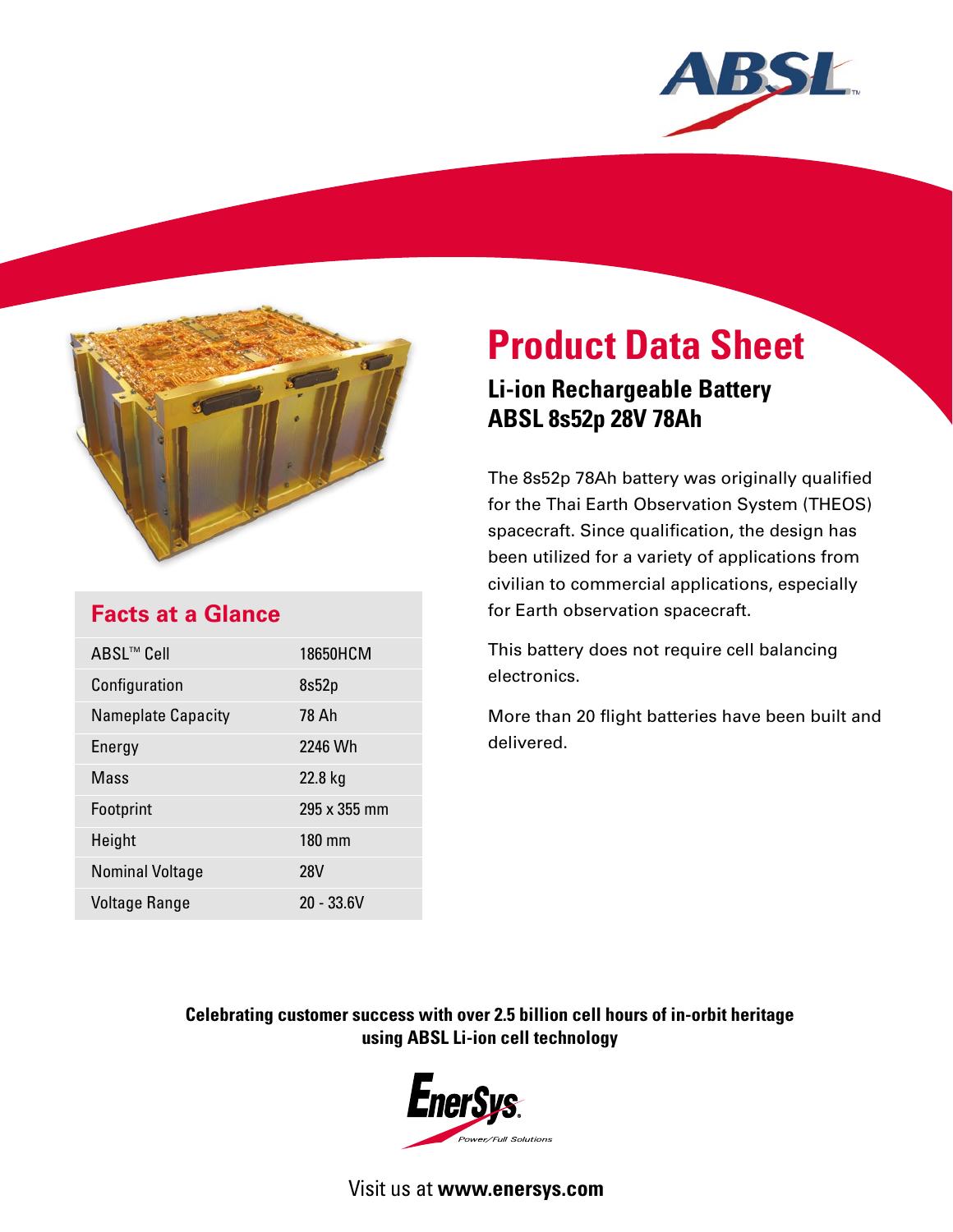# Product Data Sheet

## Li-ion Rechargeable Battery
## ABSL 8s52p 28V 78Ah

The 8s52p 78Ah battery was originally qualified for the Thai Earth Observation System (THEOS) spacecraft. Since qualification, the design has been utilized for a variety of applications from civilian to commercial applications, especially for Earth observation spacecraft.

This battery does not require cell balancing electronics.

More than 20 flight batteries have been built and delivered.

### Facts at a Glance

| | |
|---|---|
| ABSL™ Cell | 18650HCM |
| Configuration | 8s52p |
| Nameplate Capacity | 78 Ah |
| Energy | 2246 Wh |
| Mass | 22.8 kg |
| Footprint | 295 x 355 mm |
| Height | 180 mm |
| Nominal Voltage | 28V |
| Voltage Range | 20 - 33.6V |

**Celebrating customer success with over 2.5 billion cell hours of in-orbit heritage using ABSL Li-ion cell technology**

EnerSys
Power/Full Solutions

Visit us at **www.enersys.com**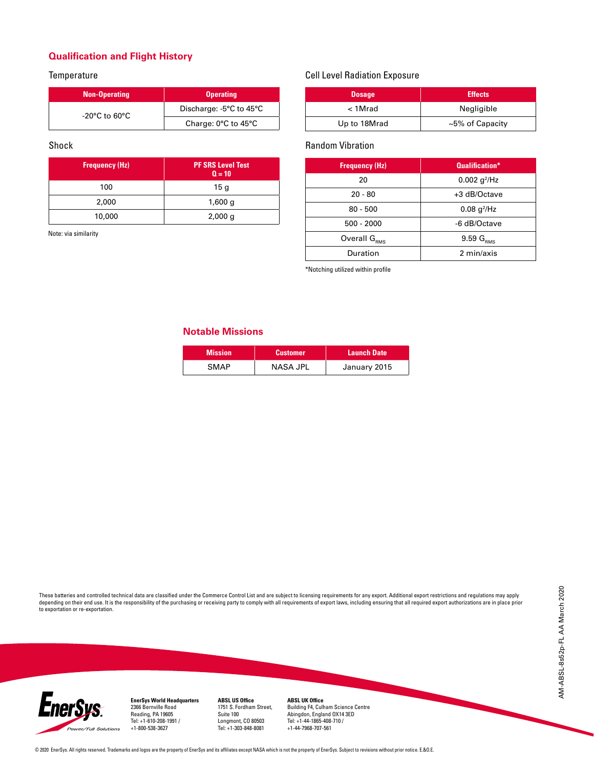## Qualification and Flight History

### Temperature

| Non-Operating | Operating |
|---|---|
| -20°C to 60°C | Discharge: -5°C to 45°C |
| | Charge: 0°C to 45°C |

### Shock

| Frequency (Hz) | PF SRS Level Test Q = 10 |
|---|---|
| 100 | 15 g |
| 2,000 | 1,600 g |
| 10,000 | 2,000 g |

Note: via similarity

### Cell Level Radiation Exposure

| Dosage | Effects |
|---|---|
| < 1Mrad | Negligible |
| Up to 18Mrad | ~5% of Capacity |

### Random Vibration

| Frequency (Hz) | Qualification* |
|---|---|
| 20 | 0.002 $g^2$/Hz |
| 20 - 80 | +3 dB/Octave |
| 80 - 500 | 0.08 $g^2$/Hz |
| 500 - 2000 | -6 dB/Octave |
| Overall $G_{RMS}$ | 9.59 $G_{RMS}$ |
| Duration | 2 min/axis |

*Notching utilized within profile

## Notable Missions

| Mission | Customer | Launch Date |
|---|---|---|
| SMAP | NASA JPL | January 2015 |

These batteries and controlled technical data are classified under the Commerce Control List and are subject to licensing requirements for any export. Additional export restrictions and regulations may apply depending on their end use. It is the responsibility of the purchasing or receiving party to comply with all requirements of export laws, including ensuring that all required export authorizations are in place prior to exportation or re-exportation.

AM-ABSL-8s52p-FL AA March 2020

EnerSys. Power/Full Solutions

**EnerSys World Headquarters**
2366 Bernville Road
Reading, PA 19605
Tel: +1-610-208-1991 /
+1-800-538-3627

**ABSL US Office**
1751 S. Fordham Street,
Suite 100
Longmont, CO 80503
Tel: +1-303-848-8081

**ABSL UK Office**
Building F4, Culham Science Centre
Abingdon, England OX14 3ED
Tel: +1-44-1865-408-710 /
+1-44-7968-707-561

© 2020 EnerSys. All rights reserved. Trademarks and logos are the property of EnerSys and its affiliates except NASA which is not the property of EnerSys. Subject to revisions without prior notice. E.&O.E.